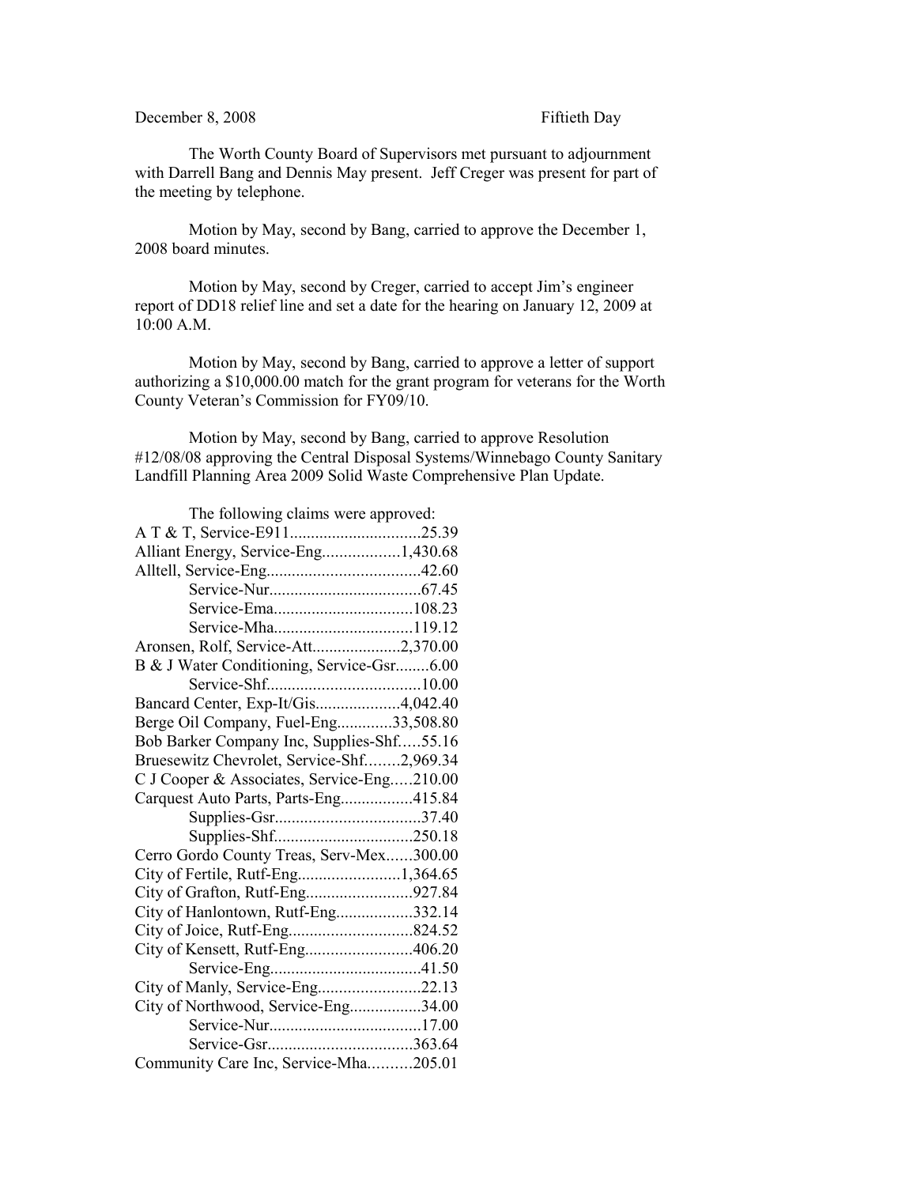December 8, 2008 Fiftieth Day

The Worth County Board of Supervisors met pursuant to adjournment with Darrell Bang and Dennis May present. Jeff Creger was present for part of the meeting by telephone.

Motion by May, second by Bang, carried to approve the December 1, 2008 board minutes.

Motion by May, second by Creger, carried to accept Jim's engineer report of DD18 relief line and set a date for the hearing on January 12, 2009 at 10:00 A.M.

Motion by May, second by Bang, carried to approve a letter of support authorizing a $10,000.00 match for the grant program for veterans for the Worth County Veteran's Commission for FY09/10.

Motion by May, second by Bang, carried to approve Resolution #12/08/08 approving the Central Disposal Systems/Winnebago County Sanitary Landfill Planning Area 2009 Solid Waste Comprehensive Plan Update.

The following claims were approved:

A T & T, Service-E911...............................25.39
Alliant Energy, Service-Eng..................1,430.68
Alltell, Service-Eng....................................42.60
Service-Nur....................................67.45
Service-Ema.................................108.23
Service-Mha.................................119.12
Aronsen, Rolf, Service-Att.....................2,370.00
B & J Water Conditioning, Service-Gsr........6.00
Service-Shf....................................10.00
Bancard Center, Exp-It/Gis....................4,042.40
Berge Oil Company, Fuel-Eng.............33,508.80
Bob Barker Company Inc, Supplies-Shf.....55.16
Bruesewitz Chevrolet, Service-Shf........2,969.34
C J Cooper & Associates, Service-Eng.....210.00
Carquest Auto Parts, Parts-Eng.................415.84
Supplies-Gsr..................................37.40
Supplies-Shf.................................250.18
Cerro Gordo County Treas, Serv-Mex......300.00
City of Fertile, Rutf-Eng........................1,364.65
City of Grafton, Rutf-Eng.........................927.84
City of Hanlontown, Rutf-Eng..................332.14
City of Joice, Rutf-Eng.............................824.52
City of Kensett, Rutf-Eng.........................406.20
Service-Eng...................................41.50
City of Manly, Service-Eng........................22.13
City of Northwood, Service-Eng.................34.00
Service-Nur....................................17.00
Service-Gsr..................................363.64
Community Care Inc, Service-Mha..........205.01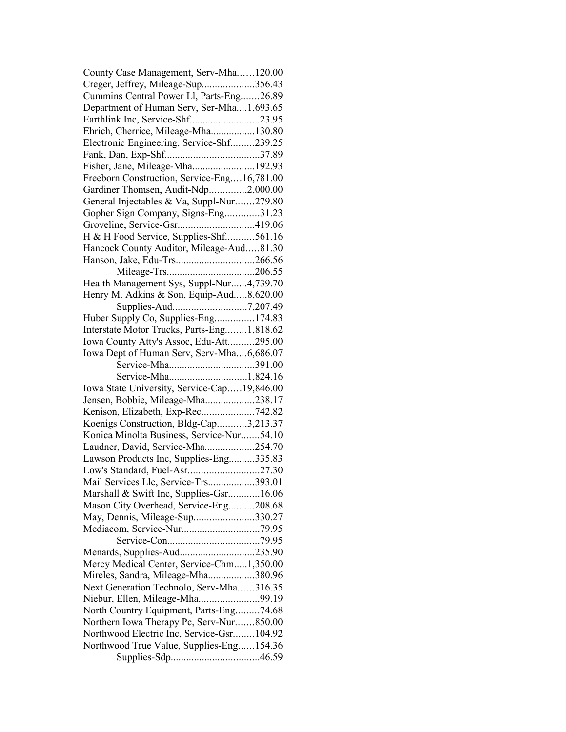County Case Management, Serv-Mha……120.00
Creger, Jeffrey, Mileage-Sup....................356.43
Cummins Central Power Ll, Parts-Eng.......26.89
Department of Human Serv, Ser-Mha....1,693.65
Earthlink Inc, Service-Shf..........................23.95
Ehrich, Cherrice, Mileage-Mha.................130.80
Electronic Engineering, Service-Shf.........239.25
Fank, Dan, Exp-Shf...................................37.89
Fisher, Jane, Mileage-Mha........................192.93
Freeborn Construction, Service-Eng….16,781.00
Gardiner Thomsen, Audit-Ndp..............2,000.00
General Injectables & Va, Suppl-Nur…….279.80
Gopher Sign Company, Signs-Eng.............31.23
Groveline, Service-Gsr.............................419.06
H & H Food Service, Supplies-Shf...........561.16
Hancock County Auditor, Mileage-Aud…..81.30
Hanson, Jake, Edu-Trs..............................266.56
Mileage-Trs.................................206.55
Health Management Sys, Suppl-Nur......4,739.70
Henry M. Adkins & Son, Equip-Aud.....8,620.00
Supplies-Aud............................7,207.49
Huber Supply Co, Supplies-Eng...............174.83
Interstate Motor Trucks, Parts-Eng........1,818.62
Iowa County Atty's Assoc, Edu-Att..........295.00
Iowa Dept of Human Serv, Serv-Mha....6,686.07
Service-Mha................................391.00
Service-Mha.............................1,824.16
Iowa State University, Service-Cap…..19,846.00
Jensen, Bobbie, Mileage-Mha..................238.17
Kenison, Elizabeth, Exp-Rec....................742.82
Koenigs Construction, Bldg-Cap...........3,213.37
Konica Minolta Business, Service-Nur.......54.10
Laudner, David, Service-Mha...................254.70
Lawson Products Inc, Supplies-Eng..........335.83
Low's Standard, Fuel-Asr...........................27.30
Mail Services Llc, Service-Trs..................393.01
Marshall & Swift Inc, Supplies-Gsr............16.06
Mason City Overhead, Service-Eng..........208.68
May, Dennis, Mileage-Sup.......................330.27
Mediacom, Service-Nur.............................79.95
Service-Con...................................79.95
Menards, Supplies-Aud............................235.90
Mercy Medical Center, Service-Chm.....1,350.00
Mireles, Sandra, Mileage-Mha..................380.96
Next Generation Technolo, Serv-Mha……316.35
Niebur, Ellen, Mileage-Mha.......................99.19
North Country Equipment, Parts-Eng.........74.68
Northern Iowa Therapy Pc, Serv-Nur…….850.00
Northwood Electric Inc, Service-Gsr........104.92
Northwood True Value, Supplies-Eng……154.36
Supplies-Sdp.................................46.59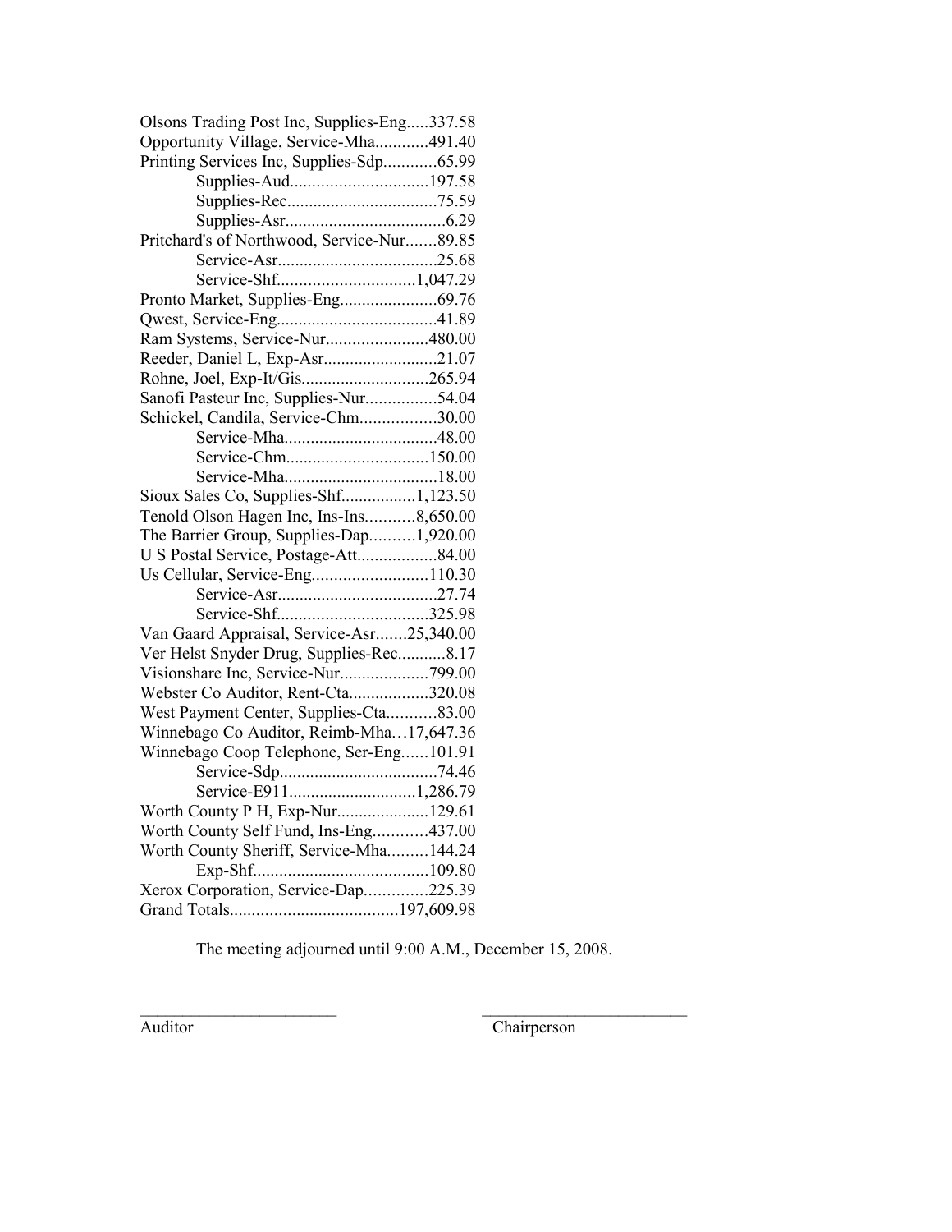Olsons Trading Post Inc, Supplies-Eng.....337.58
Opportunity Village, Service-Mha............491.40
Printing Services Inc, Supplies-Sdp............65.99
Supplies-Aud...............................197.58
Supplies-Rec..................................75.59
Supplies-Asr....................................6.29
Pritchard's of Northwood, Service-Nur.......89.85
Service-Asr....................................25.68
Service-Shf...............................1,047.29
Pronto Market, Supplies-Eng......................69.76
Qwest, Service-Eng....................................41.89
Ram Systems, Service-Nur.......................480.00
Reeder, Daniel L, Exp-Asr..........................21.07
Rohne, Joel, Exp-It/Gis............................265.94
Sanofi Pasteur Inc, Supplies-Nur................54.04
Schickel, Candila, Service-Chm.................30.00
Service-Mha...................................48.00
Service-Chm................................150.00
Service-Mha...................................18.00
Sioux Sales Co, Supplies-Shf.................1,123.50
Tenold Olson Hagen Inc, Ins-Ins...........8,650.00
The Barrier Group, Supplies-Dap..........1,920.00
U S Postal Service, Postage-Att..................84.00
Us Cellular, Service-Eng..........................110.30
Service-Asr....................................27.74
Service-Shf..................................325.98
Van Gaard Appraisal, Service-Asr.......25,340.00
Ver Helst Snyder Drug, Supplies-Rec...........8.17
Visionshare Inc, Service-Nur....................799.00
Webster Co Auditor, Rent-Cta..................320.08
West Payment Center, Supplies-Cta...........83.00
Winnebago Co Auditor, Reimb-Mha…17,647.36
Winnebago Coop Telephone, Ser-Eng......101.91
Service-Sdp....................................74.46
Service-E911.............................1,286.79
Worth County P H, Exp-Nur.....................129.61
Worth County Self Fund, Ins-Eng............437.00
Worth County Sheriff, Service-Mha.........144.24
Exp-Shf........................................109.80
Xerox Corporation, Service-Dap..............225.39
Grand Totals......................................197,609.98

The meeting adjourned until 9:00 A.M., December 15, 2008.

\_\_\_\_\_\_\_\_\_\_\_\_\_\_\_\_\_\_\_\_\_\_\_\_ \_\_\_\_\_\_\_\_\_\_\_\_\_\_\_\_\_\_\_\_\_\_\_\_

Auditor Chairperson